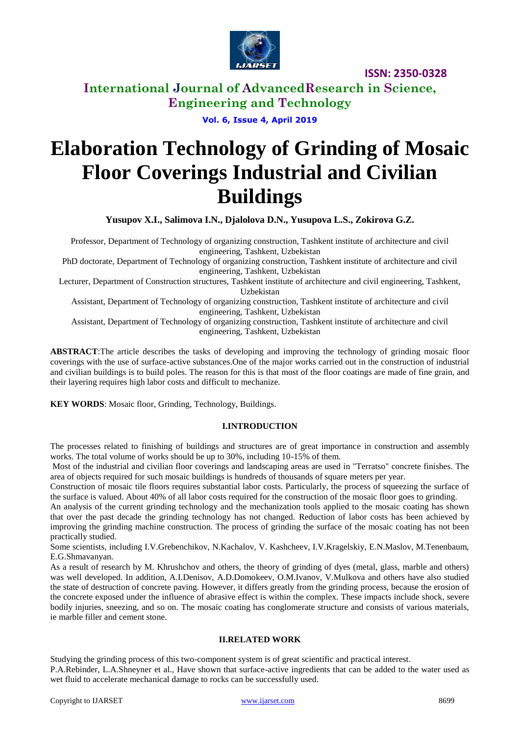# Elaboration Technology of Grinding of Mosaic Floor Coverings Industrial and Civilian Buildings

**Yusupov X.I., Salimova I.N., Djalolova D.N., Yusupova L.S., Zokirova G.Z.**

Professor, Department of Technology of organizing construction, Tashkent institute of architecture and civil engineering, Tashkent, Uzbekistan

PhD doctorate, Department of Technology of organizing construction, Tashkent institute of architecture and civil engineering, Tashkent, Uzbekistan

Lecturer, Department of Construction structures, Tashkent institute of architecture and civil engineering, Tashkent, Uzbekistan

Assistant, Department of Technology of organizing construction, Tashkent institute of architecture and civil engineering, Tashkent, Uzbekistan

Assistant, Department of Technology of organizing construction, Tashkent institute of architecture and civil engineering, Tashkent, Uzbekistan

**ABSTRACT**:The article describes the tasks of developing and improving the technology of grinding mosaic floor coverings with the use of surface-active substances.One of the major works carried out in the construction of industrial and civilian buildings is to build poles. The reason for this is that most of the floor coatings are made of fine grain, and their layering requires high labor costs and difficult to mechanize.

**KEY WORDS**: Mosaic floor, Grinding, Technology, Buildings.

## I.INTRODUCTION

The processes related to finishing of buildings and structures are of great importance in construction and assembly works. The total volume of works should be up to 30%, including 10-15% of them.

Most of the industrial and civilian floor coverings and landscaping areas are used in "Terratso" concrete finishes. The area of objects required for such mosaic buildings is hundreds of thousands of square meters per year.

Construction of mosaic tile floors requires substantial labor costs. Particularly, the process of squeezing the surface of the surface is valued. About 40% of all labor costs required for the construction of the mosaic floor goes to grinding.

An analysis of the current grinding technology and the mechanization tools applied to the mosaic coating has shown that over the past decade the grinding technology has not changed. Reduction of labor costs has been achieved by improving the grinding machine construction. The process of grinding the surface of the mosaic coating has not been practically studied.

Some scientists, including I.V.Grebenchikov, N.Kachalov, V. Kashcheev, I.V.Kragelskiy, E.N.Maslov, M.Tenenbaum, E.G.Shmavanyan.

As a result of research by M. Khrushchov and others, the theory of grinding of dyes (metal, glass, marble and others) was well developed. In addition, A.I.Denisov, A.D.Domokeev, O.M.Ivanov, V.Mulkova and others have also studied the state of destruction of concrete paving. However, it differs greatly from the grinding process, because the erosion of the concrete exposed under the influence of abrasive effect is within the complex. These impacts include shock, severe bodily injuries, sneezing, and so on. The mosaic coating has conglomerate structure and consists of various materials, ie marble filler and cement stone.

## II.RELATED WORK

Studying the grinding process of this two-component system is of great scientific and practical interest.

P.A.Rebinder, L.A.Shneyner et al., Have shown that surface-active ingredients that can be added to the water used as wet fluid to accelerate mechanical damage to rocks can be successfully used.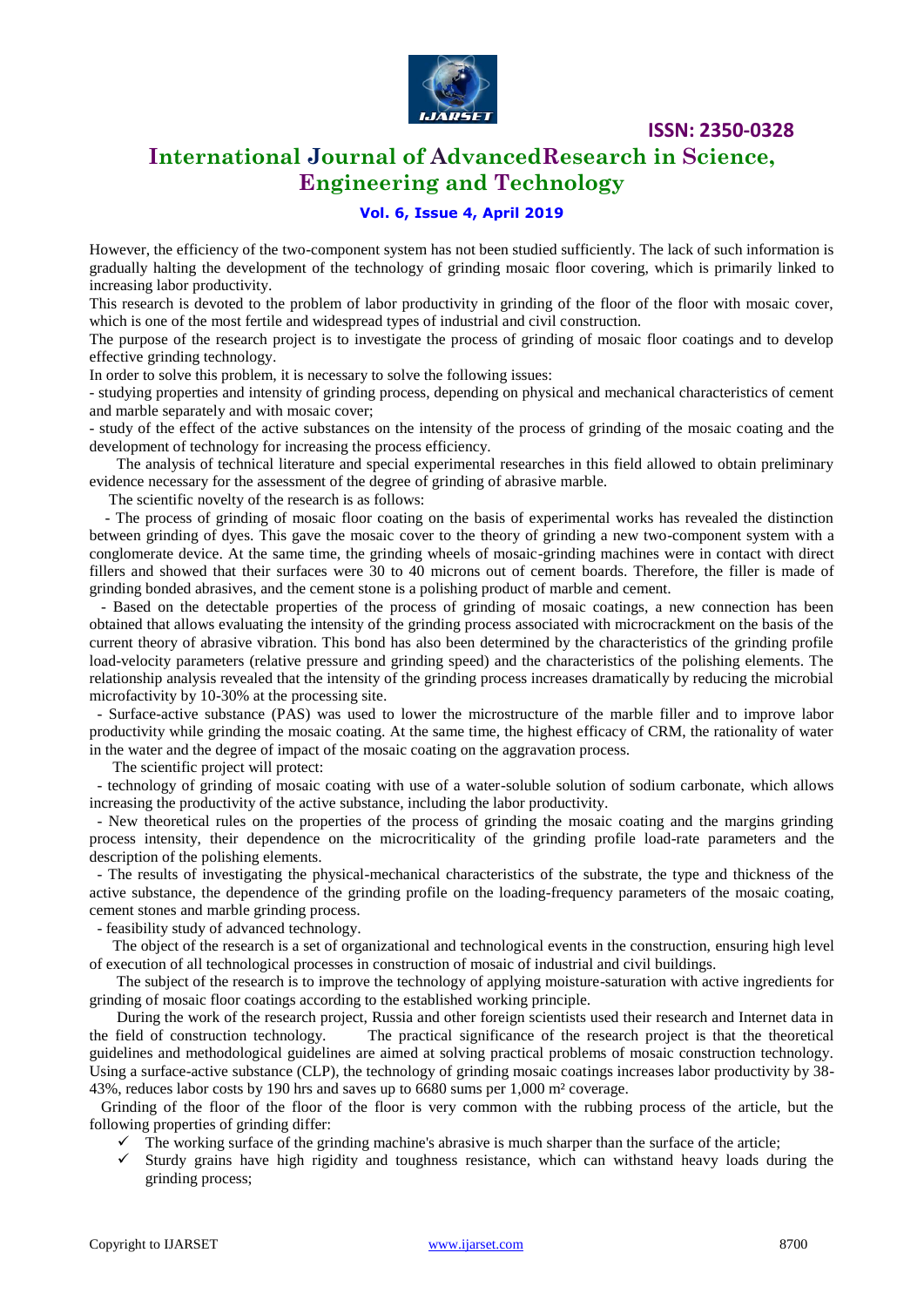However, the efficiency of the two-component system has not been studied sufficiently. The lack of such information is gradually halting the development of the technology of grinding mosaic floor covering, which is primarily linked to increasing labor productivity.

This research is devoted to the problem of labor productivity in grinding of the floor of the floor with mosaic cover, which is one of the most fertile and widespread types of industrial and civil construction.

The purpose of the research project is to investigate the process of grinding of mosaic floor coatings and to develop effective grinding technology.

In order to solve this problem, it is necessary to solve the following issues:

- studying properties and intensity of grinding process, depending on physical and mechanical characteristics of cement and marble separately and with mosaic cover;
- study of the effect of the active substances on the intensity of the process of grinding of the mosaic coating and the development of technology for increasing the process efficiency.

The analysis of technical literature and special experimental researches in this field allowed to obtain preliminary evidence necessary for the assessment of the degree of grinding of abrasive marble.

The scientific novelty of the research is as follows:

- The process of grinding of mosaic floor coating on the basis of experimental works has revealed the distinction between grinding of dyes. This gave the mosaic cover to the theory of grinding a new two-component system with a conglomerate device. At the same time, the grinding wheels of mosaic-grinding machines were in contact with direct fillers and showed that their surfaces were 30 to 40 microns out of cement boards. Therefore, the filler is made of grinding bonded abrasives, and the cement stone is a polishing product of marble and cement.
- Based on the detectable properties of the process of grinding of mosaic coatings, a new connection has been obtained that allows evaluating the intensity of the grinding process associated with microcrackment on the basis of the current theory of abrasive vibration. This bond has also been determined by the characteristics of the grinding profile load-velocity parameters (relative pressure and grinding speed) and the characteristics of the polishing elements. The relationship analysis revealed that the intensity of the grinding process increases dramatically by reducing the microbial microfactivity by 10-30% at the processing site.
- Surface-active substance (PAS) was used to lower the microstructure of the marble filler and to improve labor productivity while grinding the mosaic coating. At the same time, the highest efficacy of CRM, the rationality of water in the water and the degree of impact of the mosaic coating on the aggravation process.

The scientific project will protect:

- technology of grinding of mosaic coating with use of a water-soluble solution of sodium carbonate, which allows increasing the productivity of the active substance, including the labor productivity.
- New theoretical rules on the properties of the process of grinding the mosaic coating and the margins grinding process intensity, their dependence on the microcriticality of the grinding profile load-rate parameters and the description of the polishing elements.
- The results of investigating the physical-mechanical characteristics of the substrate, the type and thickness of the active substance, the dependence of the grinding profile on the loading-frequency parameters of the mosaic coating, cement stones and marble grinding process.
- feasibility study of advanced technology.

The object of the research is a set of organizational and technological events in the construction, ensuring high level of execution of all technological processes in construction of mosaic of industrial and civil buildings.

The subject of the research is to improve the technology of applying moisture-saturation with active ingredients for grinding of mosaic floor coatings according to the established working principle.

During the work of the research project, Russia and other foreign scientists used their research and Internet data in the field of construction technology. The practical significance of the research project is that the theoretical guidelines and methodological guidelines are aimed at solving practical problems of mosaic construction technology. Using a surface-active substance (CLP), the technology of grinding mosaic coatings increases labor productivity by 38-43%, reduces labor costs by 190 hrs and saves up to 6680 sums per 1,000 m² coverage.

Grinding of the floor of the floor of the floor is very common with the rubbing process of the article, but the following properties of grinding differ:

- ✓ The working surface of the grinding machine's abrasive is much sharper than the surface of the article;
- ✓ Sturdy grains have high rigidity and toughness resistance, which can withstand heavy loads during the grinding process;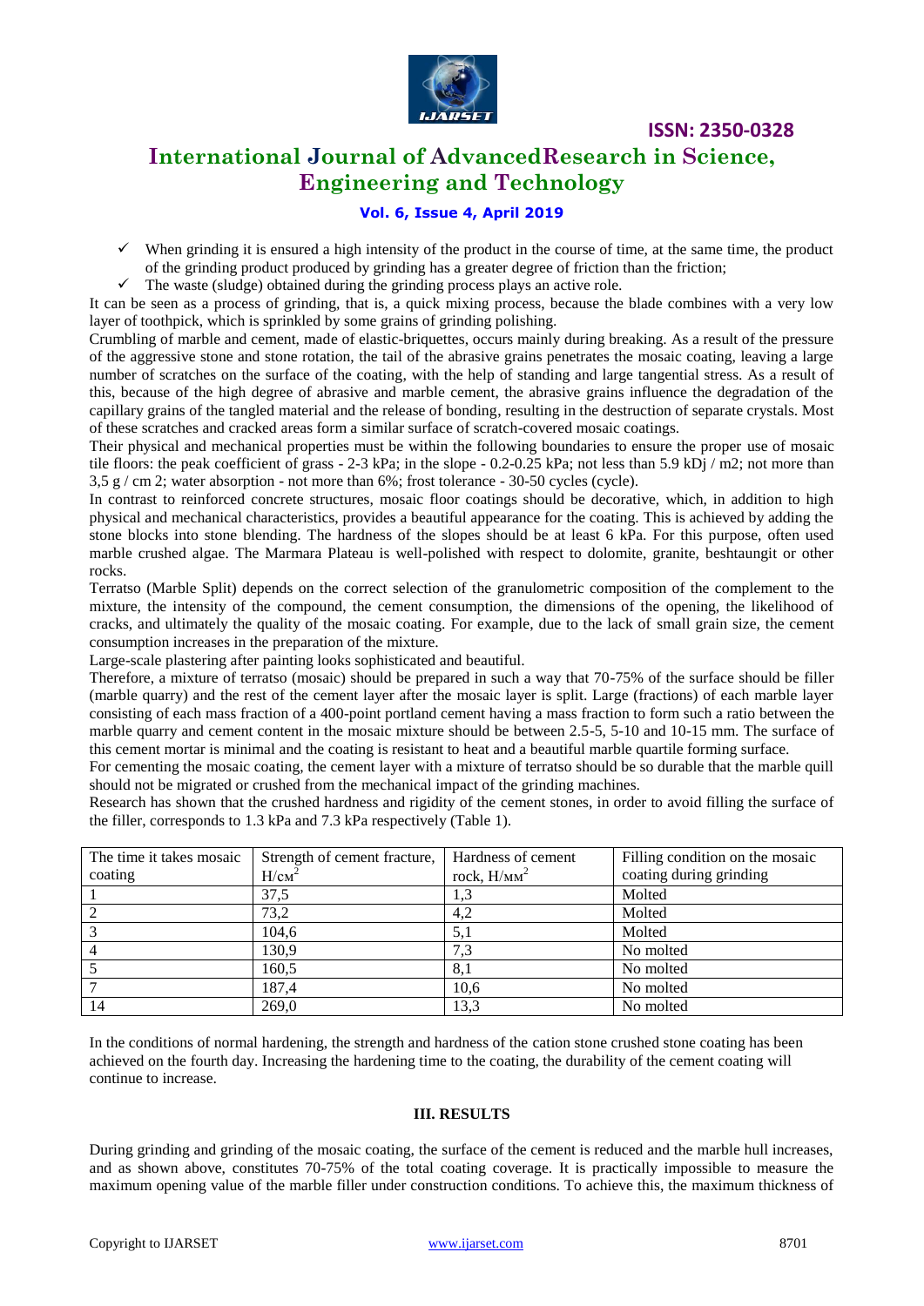- ✓ When grinding it is ensured a high intensity of the product in the course of time, at the same time, the product of the grinding product produced by grinding has a greater degree of friction than the friction;
- ✓ The waste (sludge) obtained during the grinding process plays an active role.

It can be seen as a process of grinding, that is, a quick mixing process, because the blade combines with a very low layer of toothpick, which is sprinkled by some grains of grinding polishing.

Crumbling of marble and cement, made of elastic-briquettes, occurs mainly during breaking. As a result of the pressure of the aggressive stone and stone rotation, the tail of the abrasive grains penetrates the mosaic coating, leaving a large number of scratches on the surface of the coating, with the help of standing and large tangential stress. As a result of this, because of the high degree of abrasive and marble cement, the abrasive grains influence the degradation of the capillary grains of the tangled material and the release of bonding, resulting in the destruction of separate crystals. Most of these scratches and cracked areas form a similar surface of scratch-covered mosaic coatings.

Their physical and mechanical properties must be within the following boundaries to ensure the proper use of mosaic tile floors: the peak coefficient of grass - 2-3 kPa; in the slope - 0.2-0.25 kPa; not less than 5.9 kDj / m2; not more than 3,5 g / cm 2; water absorption - not more than 6%; frost tolerance - 30-50 cycles (cycle).

In contrast to reinforced concrete structures, mosaic floor coatings should be decorative, which, in addition to high physical and mechanical characteristics, provides a beautiful appearance for the coating. This is achieved by adding the stone blocks into stone blending. The hardness of the slopes should be at least 6 kPa. For this purpose, often used marble crushed algae. The Marmara Plateau is well-polished with respect to dolomite, granite, beshtaungit or other rocks.

Terratso (Marble Split) depends on the correct selection of the granulometric composition of the complement to the mixture, the intensity of the compound, the cement consumption, the dimensions of the opening, the likelihood of cracks, and ultimately the quality of the mosaic coating. For example, due to the lack of small grain size, the cement consumption increases in the preparation of the mixture.

Large-scale plastering after painting looks sophisticated and beautiful.

Therefore, a mixture of terratso (mosaic) should be prepared in such a way that 70-75% of the surface should be filler (marble quarry) and the rest of the cement layer after the mosaic layer is split. Large (fractions) of each marble layer consisting of each mass fraction of a 400-point portland cement having a mass fraction to form such a ratio between the marble quarry and cement content in the mosaic mixture should be between 2.5-5, 5-10 and 10-15 mm. The surface of this cement mortar is minimal and the coating is resistant to heat and a beautiful marble quartile forming surface.

For cementing the mosaic coating, the cement layer with a mixture of terratso should be so durable that the marble quill should not be migrated or crushed from the mechanical impact of the grinding machines.

Research has shown that the crushed hardness and rigidity of the cement stones, in order to avoid filling the surface of the filler, corresponds to 1.3 kPa and 7.3 kPa respectively (Table 1).

| The time it takes mosaic coating | Strength of cement fracture, $H/см^2$ | Hardness of cement rock, $H/мм^2$ | Filling condition on the mosaic coating during grinding |
| --- | --- | --- | --- |
| 1 | 37,5 | 1,3 | Molted |
| 2 | 73,2 | 4,2 | Molted |
| 3 | 104,6 | 5,1 | Molted |
| 4 | 130,9 | 7,3 | No molted |
| 5 | 160,5 | 8,1 | No molted |
| 7 | 187,4 | 10,6 | No molted |
| 14 | 269,0 | 13,3 | No molted |

In the conditions of normal hardening, the strength and hardness of the cation stone crushed stone coating has been achieved on the fourth day. Increasing the hardening time to the coating, the durability of the cement coating will continue to increase.

## III. RESULTS

During grinding and grinding of the mosaic coating, the surface of the cement is reduced and the marble hull increases, and as shown above, constitutes 70-75% of the total coating coverage. It is practically impossible to measure the maximum opening value of the marble filler under construction conditions. To achieve this, the maximum thickness of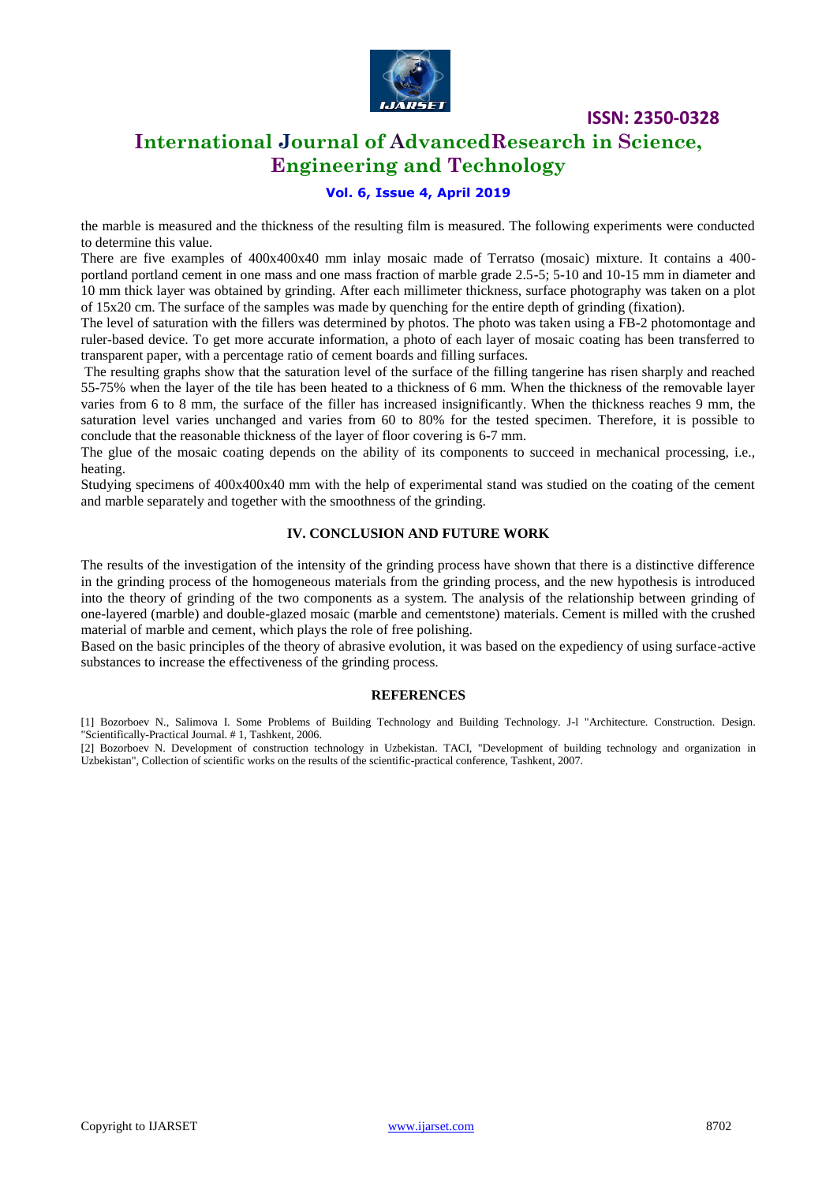the marble is measured and the thickness of the resulting film is measured. The following experiments were conducted to determine this value.

There are five examples of 400x400x40 mm inlay mosaic made of Terratso (mosaic) mixture. It contains a 400-portland portland cement in one mass and one mass fraction of marble grade 2.5-5; 5-10 and 10-15 mm in diameter and 10 mm thick layer was obtained by grinding. After each millimeter thickness, surface photography was taken on a plot of 15x20 cm. The surface of the samples was made by quenching for the entire depth of grinding (fixation).

The level of saturation with the fillers was determined by photos. The photo was taken using a FB-2 photomontage and ruler-based device. To get more accurate information, a photo of each layer of mosaic coating has been transferred to transparent paper, with a percentage ratio of cement boards and filling surfaces.

The resulting graphs show that the saturation level of the surface of the filling tangerine has risen sharply and reached 55-75% when the layer of the tile has been heated to a thickness of 6 mm. When the thickness of the removable layer varies from 6 to 8 mm, the surface of the filler has increased insignificantly. When the thickness reaches 9 mm, the saturation level varies unchanged and varies from 60 to 80% for the tested specimen. Therefore, it is possible to conclude that the reasonable thickness of the layer of floor covering is 6-7 mm.

The glue of the mosaic coating depends on the ability of its components to succeed in mechanical processing, i.e., heating.

Studying specimens of 400x400x40 mm with the help of experimental stand was studied on the coating of the cement and marble separately and together with the smoothness of the grinding.

## IV. CONCLUSION AND FUTURE WORK

The results of the investigation of the intensity of the grinding process have shown that there is a distinctive difference in the grinding process of the homogeneous materials from the grinding process, and the new hypothesis is introduced into the theory of grinding of the two components as a system. The analysis of the relationship between grinding of one-layered (marble) and double-glazed mosaic (marble and cementstone) materials. Cement is milled with the crushed material of marble and cement, which plays the role of free polishing.

Based on the basic principles of the theory of abrasive evolution, it was based on the expediency of using surface-active substances to increase the effectiveness of the grinding process.

## REFERENCES

[1] Bozorboev N., Salimova I. Some Problems of Building Technology and Building Technology. J-l "Architecture. Construction. Design. "Scientifically-Practical Journal. # 1, Tashkent, 2006.

[2] Bozorboev N. Development of construction technology in Uzbekistan. TACI, "Development of building technology and organization in Uzbekistan", Collection of scientific works on the results of the scientific-practical conference, Tashkent, 2007.